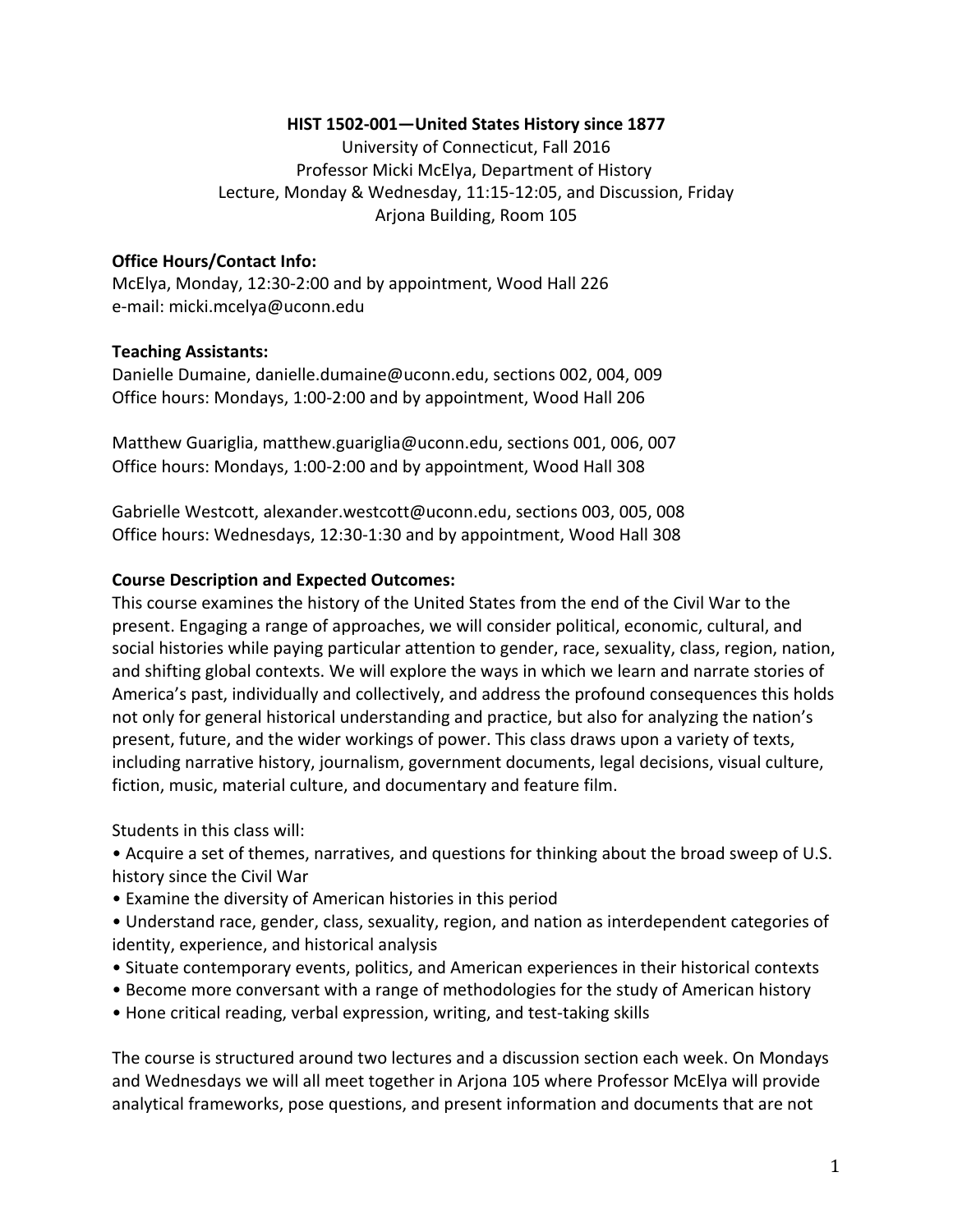**HIST 1502-001—United States History since 1877**

University of Connecticut, Fall 2016
Professor Micki McElya, Department of History
Lecture, Monday & Wednesday, 11:15-12:05, and Discussion, Friday
Arjona Building, Room 105

**Office Hours/Contact Info:**
McElya, Monday, 12:30-2:00 and by appointment, Wood Hall 226
e-mail: micki.mcelya@uconn.edu

**Teaching Assistants:**
Danielle Dumaine, danielle.dumaine@uconn.edu, sections 002, 004, 009
Office hours: Mondays, 1:00-2:00 and by appointment, Wood Hall 206

Matthew Guariglia, matthew.guariglia@uconn.edu, sections 001, 006, 007
Office hours: Mondays, 1:00-2:00 and by appointment, Wood Hall 308

Gabrielle Westcott, alexander.westcott@uconn.edu, sections 003, 005, 008
Office hours: Wednesdays, 12:30-1:30 and by appointment, Wood Hall 308

**Course Description and Expected Outcomes:**
This course examines the history of the United States from the end of the Civil War to the present. Engaging a range of approaches, we will consider political, economic, cultural, and social histories while paying particular attention to gender, race, sexuality, class, region, nation, and shifting global contexts. We will explore the ways in which we learn and narrate stories of America's past, individually and collectively, and address the profound consequences this holds not only for general historical understanding and practice, but also for analyzing the nation's present, future, and the wider workings of power. This class draws upon a variety of texts, including narrative history, journalism, government documents, legal decisions, visual culture, fiction, music, material culture, and documentary and feature film.

Students in this class will:

- Acquire a set of themes, narratives, and questions for thinking about the broad sweep of U.S. history since the Civil War
- Examine the diversity of American histories in this period
- Understand race, gender, class, sexuality, region, and nation as interdependent categories of identity, experience, and historical analysis
- Situate contemporary events, politics, and American experiences in their historical contexts
- Become more conversant with a range of methodologies for the study of American history
- Hone critical reading, verbal expression, writing, and test-taking skills

The course is structured around two lectures and a discussion section each week. On Mondays and Wednesdays we will all meet together in Arjona 105 where Professor McElya will provide analytical frameworks, pose questions, and present information and documents that are not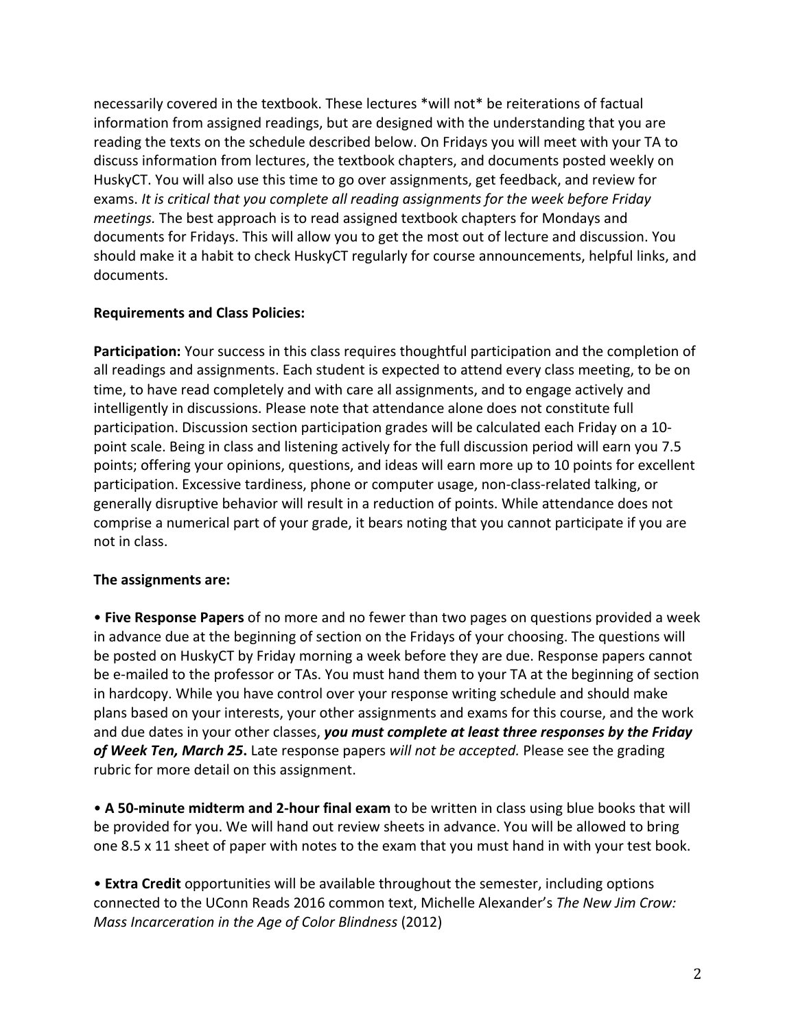necessarily covered in the textbook. These lectures *will not* be reiterations of factual information from assigned readings, but are designed with the understanding that you are reading the texts on the schedule described below. On Fridays you will meet with your TA to discuss information from lectures, the textbook chapters, and documents posted weekly on HuskyCT. You will also use this time to go over assignments, get feedback, and review for exams. *It is critical that you complete all reading assignments for the week before Friday meetings.* The best approach is to read assigned textbook chapters for Mondays and documents for Fridays. This will allow you to get the most out of lecture and discussion. You should make it a habit to check HuskyCT regularly for course announcements, helpful links, and documents.

**Requirements and Class Policies:**

**Participation:** Your success in this class requires thoughtful participation and the completion of all readings and assignments. Each student is expected to attend every class meeting, to be on time, to have read completely and with care all assignments, and to engage actively and intelligently in discussions. Please note that attendance alone does not constitute full participation. Discussion section participation grades will be calculated each Friday on a 10-point scale. Being in class and listening actively for the full discussion period will earn you 7.5 points; offering your opinions, questions, and ideas will earn more up to 10 points for excellent participation. Excessive tardiness, phone or computer usage, non-class-related talking, or generally disruptive behavior will result in a reduction of points. While attendance does not comprise a numerical part of your grade, it bears noting that you cannot participate if you are not in class.

**The assignments are:**

• **Five Response Papers** of no more and no fewer than two pages on questions provided a week in advance due at the beginning of section on the Fridays of your choosing. The questions will be posted on HuskyCT by Friday morning a week before they are due. Response papers cannot be e-mailed to the professor or TAs. You must hand them to your TA at the beginning of section in hardcopy. While you have control over your response writing schedule and should make plans based on your interests, your other assignments and exams for this course, and the work and due dates in your other classes, ***you must complete at least three responses by the Friday of Week Ten, March 25*****.** Late response papers *will not be accepted.* Please see the grading rubric for more detail on this assignment.

• **A 50-minute midterm and 2-hour final exam** to be written in class using blue books that will be provided for you. We will hand out review sheets in advance. You will be allowed to bring one 8.5 x 11 sheet of paper with notes to the exam that you must hand in with your test book.

• **Extra Credit** opportunities will be available throughout the semester, including options connected to the UConn Reads 2016 common text, Michelle Alexander's *The New Jim Crow: Mass Incarceration in the Age of Color Blindness* (2012)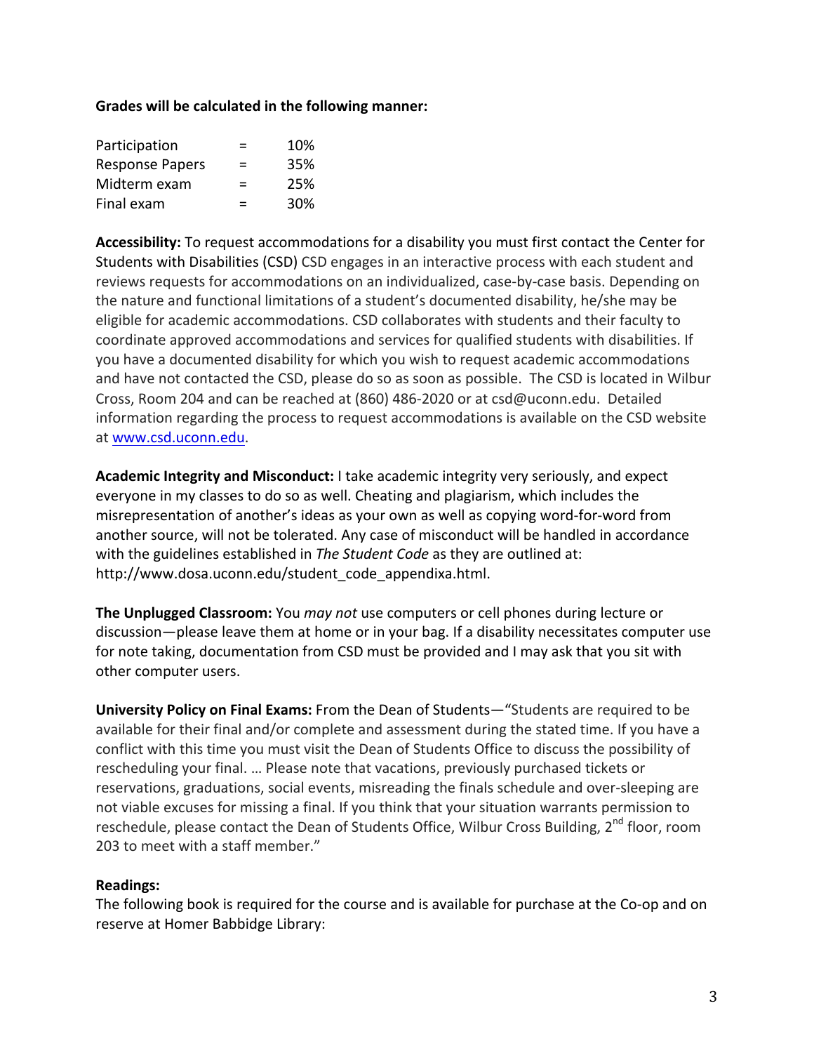**Grades will be calculated in the following manner:**

| Participation | = | 10% |
|---|---|---|
| Response Papers | = | 35% |
| Midterm exam | = | 25% |
| Final exam | = | 30% |

**Accessibility:** To request accommodations for a disability you must first contact the Center for Students with Disabilities (CSD) CSD engages in an interactive process with each student and reviews requests for accommodations on an individualized, case-by-case basis. Depending on the nature and functional limitations of a student's documented disability, he/she may be eligible for academic accommodations. CSD collaborates with students and their faculty to coordinate approved accommodations and services for qualified students with disabilities. If you have a documented disability for which you wish to request academic accommodations and have not contacted the CSD, please do so as soon as possible. The CSD is located in Wilbur Cross, Room 204 and can be reached at (860) 486-2020 or at csd@uconn.edu. Detailed information regarding the process to request accommodations is available on the CSD website at www.csd.uconn.edu.

**Academic Integrity and Misconduct:** I take academic integrity very seriously, and expect everyone in my classes to do so as well. Cheating and plagiarism, which includes the misrepresentation of another's ideas as your own as well as copying word-for-word from another source, will not be tolerated. Any case of misconduct will be handled in accordance with the guidelines established in *The Student Code* as they are outlined at: http://www.dosa.uconn.edu/student_code_appendixa.html.

**The Unplugged Classroom:** You *may not* use computers or cell phones during lecture or discussion—please leave them at home or in your bag. If a disability necessitates computer use for note taking, documentation from CSD must be provided and I may ask that you sit with other computer users.

**University Policy on Final Exams:** From the Dean of Students—"Students are required to be available for their final and/or complete and assessment during the stated time. If you have a conflict with this time you must visit the Dean of Students Office to discuss the possibility of rescheduling your final. … Please note that vacations, previously purchased tickets or reservations, graduations, social events, misreading the finals schedule and over-sleeping are not viable excuses for missing a final. If you think that your situation warrants permission to reschedule, please contact the Dean of Students Office, Wilbur Cross Building, 2nd floor, room 203 to meet with a staff member."

**Readings:**

The following book is required for the course and is available for purchase at the Co-op and on reserve at Homer Babbidge Library: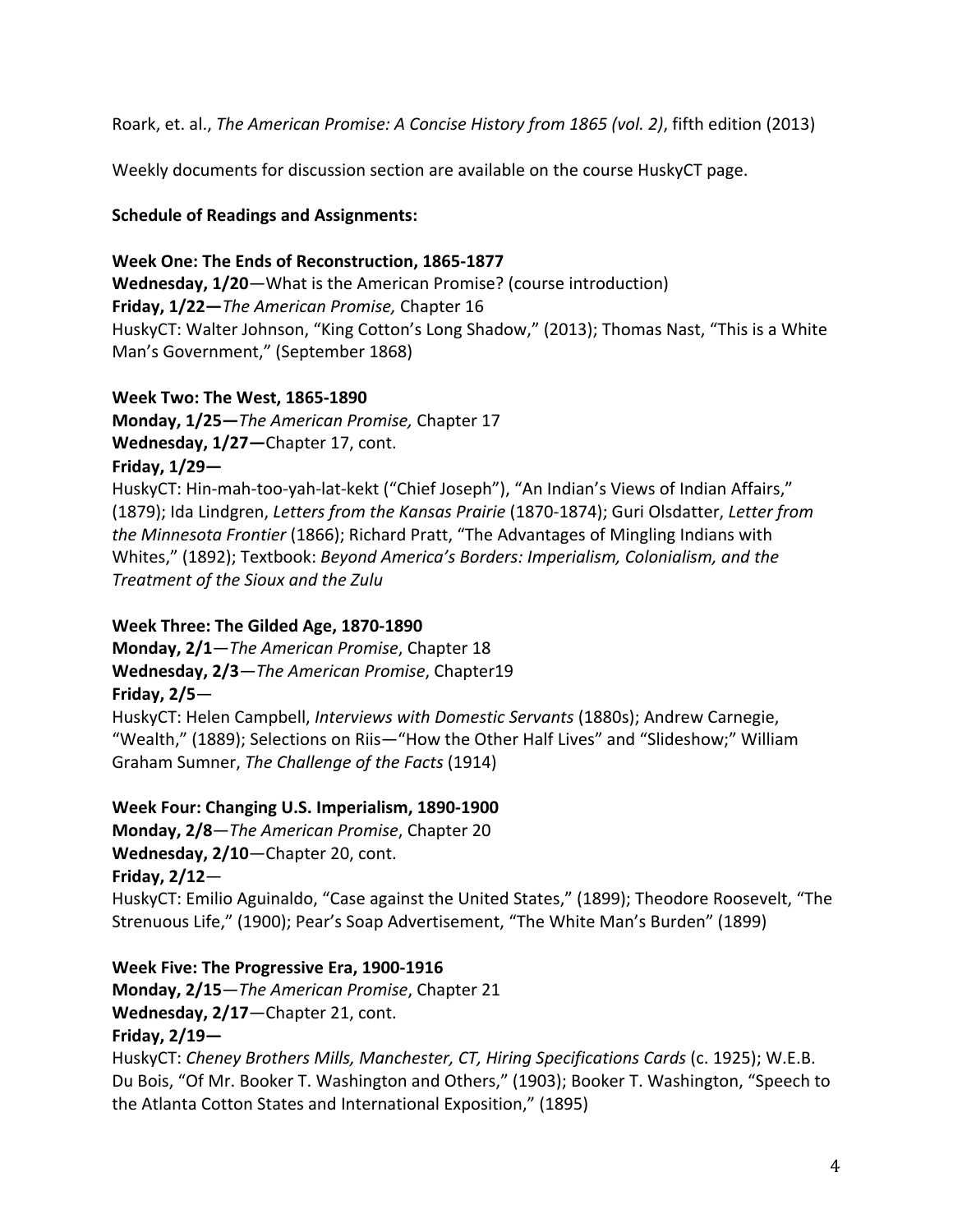Roark, et. al., *The American Promise: A Concise History from 1865 (vol. 2)*, fifth edition (2013)

Weekly documents for discussion section are available on the course HuskyCT page.

**Schedule of Readings and Assignments:**

**Week One: The Ends of Reconstruction, 1865-1877**
**Wednesday, 1/20**—What is the American Promise? (course introduction)
**Friday, 1/22—***The American Promise,* Chapter 16
HuskyCT: Walter Johnson, "King Cotton's Long Shadow," (2013); Thomas Nast, "This is a White Man's Government," (September 1868)

**Week Two: The West, 1865-1890**
**Monday, 1/25—***The American Promise,* Chapter 17
**Wednesday, 1/27—**Chapter 17, cont.
**Friday, 1/29—**
HuskyCT: Hin-mah-too-yah-lat-kekt ("Chief Joseph"), "An Indian's Views of Indian Affairs," (1879); Ida Lindgren, *Letters from the Kansas Prairie* (1870-1874); Guri Olsdatter, *Letter from the Minnesota Frontier* (1866); Richard Pratt, "The Advantages of Mingling Indians with Whites," (1892); Textbook: *Beyond America's Borders: Imperialism, Colonialism, and the Treatment of the Sioux and the Zulu*

**Week Three: The Gilded Age, 1870-1890**
**Monday, 2/1**—*The American Promise*, Chapter 18
**Wednesday, 2/3**—*The American Promise*, Chapter19
**Friday, 2/5**—
HuskyCT: Helen Campbell, *Interviews with Domestic Servants* (1880s); Andrew Carnegie, "Wealth," (1889); Selections on Riis—"How the Other Half Lives" and "Slideshow;" William Graham Sumner, *The Challenge of the Facts* (1914)

**Week Four: Changing U.S. Imperialism, 1890-1900**
**Monday, 2/8**—*The American Promise*, Chapter 20
**Wednesday, 2/10**—Chapter 20, cont.
**Friday, 2/12**—
HuskyCT: Emilio Aguinaldo, "Case against the United States," (1899); Theodore Roosevelt, "The Strenuous Life," (1900); Pear's Soap Advertisement, "The White Man's Burden" (1899)

**Week Five: The Progressive Era, 1900-1916**
**Monday, 2/15**—*The American Promise*, Chapter 21
**Wednesday, 2/17**—Chapter 21, cont.
**Friday, 2/19—**
HuskyCT: *Cheney Brothers Mills, Manchester, CT, Hiring Specifications Cards* (c. 1925); W.E.B. Du Bois, "Of Mr. Booker T. Washington and Others," (1903); Booker T. Washington, "Speech to the Atlanta Cotton States and International Exposition," (1895)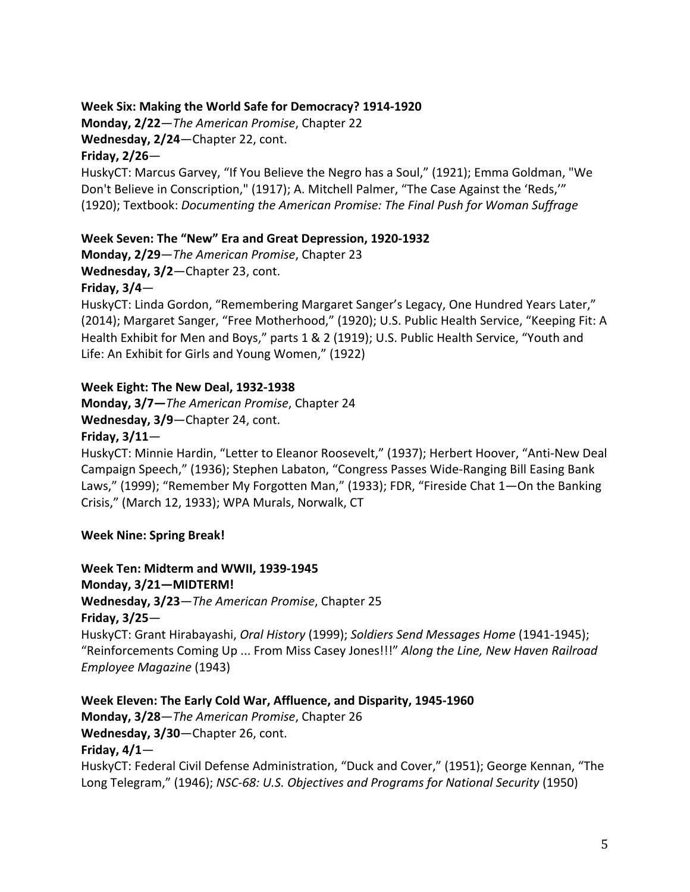**Week Six: Making the World Safe for Democracy? 1914-1920**

**Monday, 2/22**—*The American Promise*, Chapter 22

**Wednesday, 2/24**—Chapter 22, cont.

**Friday, 2/26**—

HuskyCT: Marcus Garvey, "If You Believe the Negro has a Soul," (1921); Emma Goldman, "We Don't Believe in Conscription," (1917); A. Mitchell Palmer, "The Case Against the 'Reds,'" (1920); Textbook: *Documenting the American Promise: The Final Push for Woman Suffrage*

**Week Seven: The "New" Era and Great Depression, 1920-1932**

**Monday, 2/29**—*The American Promise*, Chapter 23

**Wednesday, 3/2**—Chapter 23, cont.

**Friday, 3/4**—

HuskyCT: Linda Gordon, "Remembering Margaret Sanger's Legacy, One Hundred Years Later," (2014); Margaret Sanger, "Free Motherhood," (1920); U.S. Public Health Service, "Keeping Fit: A Health Exhibit for Men and Boys," parts 1 & 2 (1919); U.S. Public Health Service, "Youth and Life: An Exhibit for Girls and Young Women," (1922)

**Week Eight: The New Deal, 1932-1938**

**Monday, 3/7—***The American Promise*, Chapter 24

**Wednesday, 3/9**—Chapter 24, cont.

**Friday, 3/11**—

HuskyCT: Minnie Hardin, "Letter to Eleanor Roosevelt," (1937); Herbert Hoover, "Anti-New Deal Campaign Speech," (1936); Stephen Labaton, "Congress Passes Wide-Ranging Bill Easing Bank Laws," (1999); "Remember My Forgotten Man," (1933); FDR, "Fireside Chat 1—On the Banking Crisis," (March 12, 1933); WPA Murals, Norwalk, CT

**Week Nine: Spring Break!**

**Week Ten: Midterm and WWII, 1939-1945**

**Monday, 3/21—MIDTERM!**

**Wednesday, 3/23**—*The American Promise*, Chapter 25

**Friday, 3/25**—

HuskyCT: Grant Hirabayashi, *Oral History* (1999); *Soldiers Send Messages Home* (1941-1945); "Reinforcements Coming Up ... From Miss Casey Jones!!!" *Along the Line, New Haven Railroad Employee Magazine* (1943)

**Week Eleven: The Early Cold War, Affluence, and Disparity, 1945-1960**

**Monday, 3/28**—*The American Promise*, Chapter 26

**Wednesday, 3/30**—Chapter 26, cont.

**Friday, 4/1**—

HuskyCT: Federal Civil Defense Administration, "Duck and Cover," (1951); George Kennan, "The Long Telegram," (1946); *NSC-68: U.S. Objectives and Programs for National Security* (1950)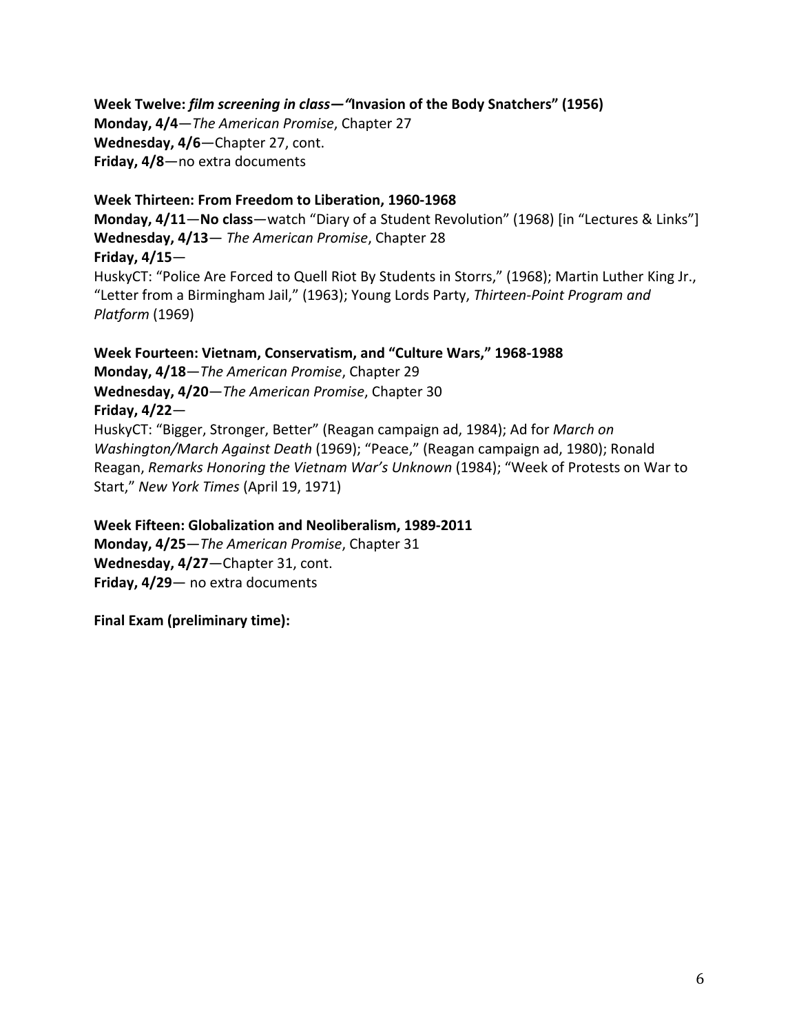**Week Twelve: *film screening in class—"*Invasion of the Body Snatchers" (1956)**
**Monday, 4/4**—*The American Promise*, Chapter 27
**Wednesday, 4/6**—Chapter 27, cont.
**Friday, 4/8**—no extra documents

**Week Thirteen: From Freedom to Liberation, 1960-1968**
**Monday, 4/11**—**No class**—watch "Diary of a Student Revolution" (1968) [in "Lectures & Links"]
**Wednesday, 4/13**— *The American Promise*, Chapter 28
**Friday, 4/15**—
HuskyCT: "Police Are Forced to Quell Riot By Students in Storrs," (1968); Martin Luther King Jr., "Letter from a Birmingham Jail," (1963); Young Lords Party, *Thirteen-Point Program and Platform* (1969)

**Week Fourteen: Vietnam, Conservatism, and "Culture Wars," 1968-1988**
**Monday, 4/18**—*The American Promise*, Chapter 29
**Wednesday, 4/20**—*The American Promise*, Chapter 30
**Friday, 4/22**—
HuskyCT: "Bigger, Stronger, Better" (Reagan campaign ad, 1984); Ad for *March on Washington/March Against Death* (1969); "Peace," (Reagan campaign ad, 1980); Ronald Reagan, *Remarks Honoring the Vietnam War's Unknown* (1984); "Week of Protests on War to Start," *New York Times* (April 19, 1971)

**Week Fifteen: Globalization and Neoliberalism, 1989-2011**
**Monday, 4/25**—*The American Promise*, Chapter 31
**Wednesday, 4/27**—Chapter 31, cont.
**Friday, 4/29**— no extra documents

**Final Exam (preliminary time):**